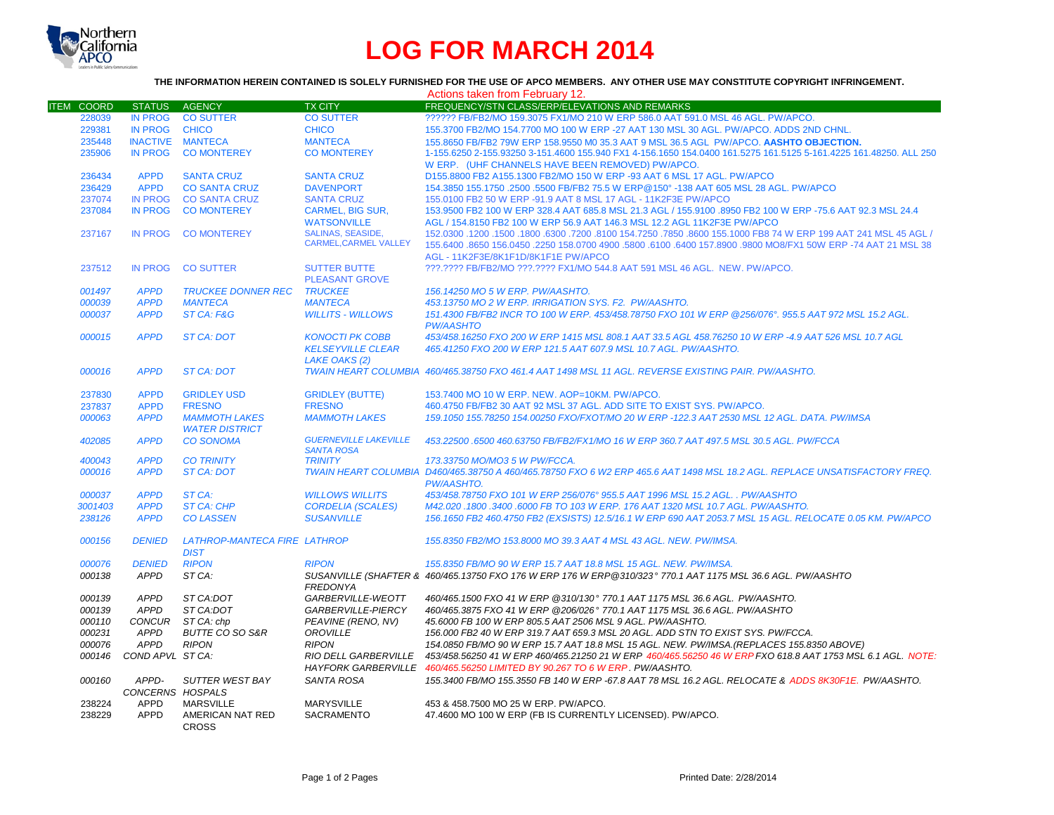# LOG FOR MARCH 2014

**THE INFORMATION HEREIN CONTAINED IS SOLELY FURNISHED FOR THE USE OF APCO MEMBERS. ANY OTHER USE MAY CONSTITUTE COPYRIGHT INFRINGEMENT.**

Actions taken from February 12.

| ITEM | COORD | STATUS | AGENCY | TX CITY | FREQUENCY/STN CLASS/ERP/ELEVATIONS AND REMARKS |
|---|---|---|---|---|---|
| | 228039 | IN PROG | CO SUTTER | CO SUTTER | ?????? FB/FB2/MO 159.3075 FX1/MO 210 W ERP 586.0 AAT 591.0 MSL 46 AGL. PW/APCO. |
| | 229381 | IN PROG | CHICO | CHICO | 155.3700 FB2/MO 154.7700 MO 100 W ERP -27 AAT 130 MSL 30 AGL. PW/APCO. ADDS 2ND CHNL. |
| | 235448 | INACTIVE | MANTECA | MANTECA | 155.8650 FB/FB2 79W ERP 158.9550 M0 35.3 AAT 9 MSL 36.5 AGL PW/APCO. **AASHTO OBJECTION.** |
| | 235906 | IN PROG | CO MONTEREY | CO MONTEREY | 1-155.6250 2-155.93250 3-151.4600 155.940 FX1 4-156.1650 154.0400 161.5275 161.5125 5-161.4225 161.48250. ALL 250 W ERP. (UHF CHANNELS HAVE BEEN REMOVED) PW/APCO. |
| | 236434 | APPD | SANTA CRUZ | SANTA CRUZ | D155.8800 FB2 A155.1300 FB2/MO 150 W ERP -93 AAT 6 MSL 17 AGL. PW/APCO |
| | 236429 | APPD | CO SANTA CRUZ | DAVENPORT | 154.3850 155.1750 .2500 .5500 FB/FB2 75.5 W ERP@150° -138 AAT 605 MSL 28 AGL. PW/APCO |
| | 237074 | IN PROG | CO SANTA CRUZ | SANTA CRUZ | 155.0100 FB2 50 W ERP -91.9 AAT 8 MSL 17 AGL - 11K2F3E PW/APCO |
| | 237084 | IN PROG | CO MONTEREY | CARMEL, BIG SUR, WATSONVILLE | 153.9500 FB2 100 W ERP 328.4 AAT 685.8 MSL 21.3 AGL / 155.9100 .8950 FB2 100 W ERP -75.6 AAT 92.3 MSL 24.4 AGL / 154.8150 FB2 100 W ERP 56.9 AAT 146.3 MSL 12.2 AGL 11K2F3E PW/APCO |
| | 237167 | IN PROG | CO MONTEREY | SALINAS, SEASIDE, CARMEL,CARMEL VALLEY | 152.0300 .1200 .1500 .1800 .6300 .7200 .8100 154.7250 .7850 .8600 155.1000 FB8 74 W ERP 199 AAT 241 MSL 45 AGL / 155.6400 .8650 156.0450 .2250 158.0700 4900 .5800 .6100 .6400 157.8900 .9800 MO8/FX1 50W ERP -74 AAT 21 MSL 38 AGL - 11K2F3E/8K1F1D/8K1F1E PW/APCO |
| | 237512 | IN PROG | CO SUTTER | SUTTER BUTTE PLEASANT GROVE | ???.???? FB/FB2/MO ???.???? FX1/MO 544.8 AAT 591 MSL 46 AGL. NEW. PW/APCO. |
| | *001497* | *APPD* | *TRUCKEE DONNER REC* | *TRUCKEE* | *156.14250 MO 5 W ERP. PW/AASHTO.* |
| | *000039* | *APPD* | *MANTECA* | *MANTECA* | *453.13750 MO 2 W ERP. IRRIGATION SYS. F2. PW/AASHTO.* |
| | *000037* | *APPD* | *ST CA: F&G* | *WILLITS - WILLOWS* | *151.4300 FB/FB2 INCR TO 100 W ERP. 453/458.78750 FXO 101 W ERP @256/076°. 955.5 AAT 972 MSL 15.2 AGL. PW/AASHTO* |
| | *000015* | *APPD* | *ST CA: DOT* | *KONOCTI PK COBB KELSEYVILLE CLEAR LAKE OAKS (2)* | *453/458.16250 FXO 200 W ERP 1415 MSL 808.1 AAT 33.5 AGL 458.76250 10 W ERP -4.9 AAT 526 MSL 10.7 AGL 465.41250 FXO 200 W ERP 121.5 AAT 607.9 MSL 10.7 AGL. PW/AASHTO.* |
| | *000016* | *APPD* | *ST CA: DOT* | *TWAIN HEART COLUMBIA* | *460/465.38750 FXO 461.4 AAT 1498 MSL 11 AGL. REVERSE EXISTING PAIR. PW/AASHTO.* |
| | 237830 | APPD | GRIDLEY USD | GRIDLEY (BUTTE) | 153.7400 MO 10 W ERP. NEW. AOP=10KM. PW/APCO. |
| | 237837 | APPD | FRESNO | FRESNO | 460.4750 FB/FB2 30 AAT 92 MSL 37 AGL. ADD SITE TO EXIST SYS. PW/APCO. |
| | *000063* | *APPD* | *MAMMOTH LAKES WATER DISTRICT* | *MAMMOTH LAKES* | *159.1050 155.78250 154.00250 FXO/FXOT/MO 20 W ERP -122.3 AAT 2530 MSL 12 AGL. DATA. PW/IMSA* |
| | *402085* | *APPD* | *CO SONOMA* | *GUERNEVILLE LAKEVILLE SANTA ROSA* | *453.22500 .6500 460.63750 FB/FB2/FX1/MO 16 W ERP 360.7 AAT 497.5 MSL 30.5 AGL. PW/FCCA* |
| | *400043* | *APPD* | *CO TRINITY* | *TRINITY* | *173.33750 MO/MO3 5 W PW/FCCA.* |
| | *000016* | *APPD* | *ST CA: DOT* | *TWAIN HEART COLUMBIA* | *D460/465.38750 A 460/465.78750 FXO 6 W2 ERP 465.6 AAT 1498 MSL 18.2 AGL. REPLACE UNSATISFACTORY FREQ. PW/AASHTO.* |
| | *000037* | *APPD* | *ST CA:* | *WILLOWS WILLITS* | *453/458.78750 FXO 101 W ERP 256/076° 955.5 AAT 1996 MSL 15.2 AGL. . PW/AASHTO* |
| | *3001403* | *APPD* | *ST CA: CHP* | *CORDELIA (SCALES)* | *M42.020 .1800 .3400 .6000 FB TO 103 W ERP. 176 AAT 1320 MSL 10.7 AGL. PW/AASHTO.* |
| | *238126* | *APPD* | *CO LASSEN* | *SUSANVILLE* | *156.1650 FB2 460.4750 FB2 (EXSISTS) 12.5/16.1 W ERP 690 AAT 2053.7 MSL 15 AGL. RELOCATE 0.05 KM. PW/APCO* |
| | *000156* | *DENIED* | *LATHROP-MANTECA FIRE DIST* | *LATHROP* | *155.8350 FB2/MO 153.8000 MO 39.3 AAT 4 MSL 43 AGL. NEW. PW/IMSA.* |
| | *000076* | *DENIED* | *RIPON* | *RIPON* | *155.8350 FB/MO 90 W ERP 15.7 AAT 18.8 MSL 15 AGL. NEW. PW/IMSA.* |
| | *000138* | *APPD* | *ST CA:* | *SUSANVILLE (SHAFTER & FREDONYA* | *460/465.13750 FXO 176 W ERP 176 W ERP@310/323° 770.1 AAT 1175 MSL 36.6 AGL. PW/AASHTO* |
| | *000139* | *APPD* | *ST CA:DOT* | *GARBERVILLE-WEOTT* | *460/465.1500 FXO 41 W ERP @310/130° 770.1 AAT 1175 MSL 36.6 AGL. PW/AASHTO.* |
| | *000139* | *APPD* | *ST CA:DOT* | *GARBERVILLE-PIERCY* | *460/465.3875 FXO 41 W ERP @206/026° 770.1 AAT 1175 MSL 36.6 AGL. PW/AASHTO* |
| | *000110* | *CONCUR* | *ST CA: chp* | *PEAVINE (RENO, NV)* | *45.6000 FB 100 W ERP 805.5 AAT 2506 MSL 9 AGL. PW/AASHTO.* |
| | *000231* | *APPD* | *BUTTE CO SO S&R* | *OROVILLE* | *156.000 FB2 40 W ERP 319.7 AAT 659.3 MSL 20 AGL. ADD STN TO EXIST SYS. PW/FCCA.* |
| | *000076* | *APPD* | *RIPON* | *RIPON* | *154.0850 FB/MO 90 W ERP 15.7 AAT 18.8 MSL 15 AGL. NEW. PW/IMSA.(REPLACES 155.8350 ABOVE)* |
| | *000146* | *COND APVL* | *ST CA:* | *RIO DELL GARBERVILLE HAYFORK GARBERVILLE* | *453/458.56250 41 W ERP 460/465.21250 21 W ERP 460/465.56250 46 W ERP FXO 618.8 AAT 1753 MSL 6.1 AGL. NOTE: 460/465.56250 LIMITED BY 90.267 TO 6 W ERP. PW/AASHTO.* |
| | *000160* | *APPD-CONCERNS* | *SUTTER WEST BAY HOSPALS* | *SANTA ROSA* | *155.3400 FB/MO 155.3550 FB 140 W ERP -67.8 AAT 78 MSL 16.2 AGL. RELOCATE & ADDS 8K30F1E. PW/AASHTO.* |
| | 238224 | APPD | MARSVILLE | MARYSVILLE | 453 & 458.7500 MO 25 W ERP. PW/APCO. |
| | 238229 | APPD | AMERICAN NAT RED CROSS | SACRAMENTO | 47.4600 MO 100 W ERP (FB IS CURRENTLY LICENSED). PW/APCO. |

Printed Date: 2/28/2014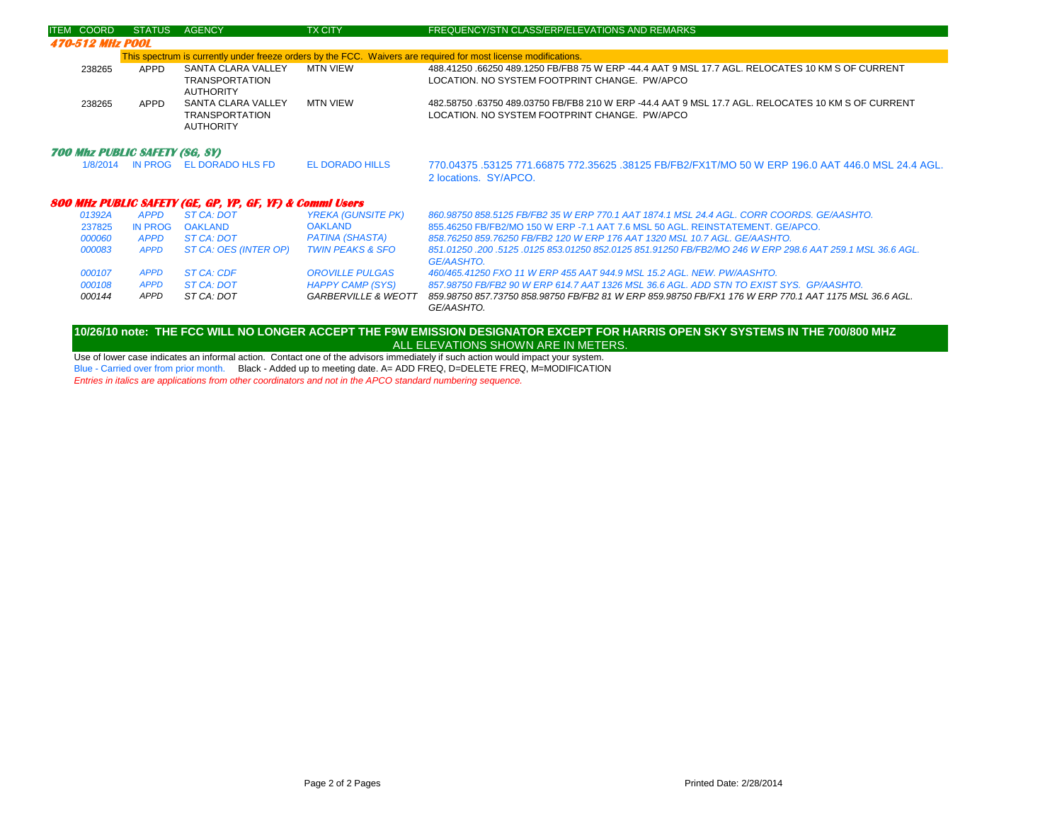| ITEM COORD | STATUS | AGENCY | TX CITY | FREQUENCY/STN CLASS/ERP/ELEVATIONS AND REMARKS |
|---|---|---|---|---|
| **470-512 MHz POOL** | | | | |
| This spectrum is currently under freeze orders by the FCC. Waivers are required for most license modifications. | | | | |
| 238265 | APPD | SANTA CLARA VALLEY TRANSPORTATION AUTHORITY | MTN VIEW | 488.41250 .66250 489.1250 FB/FB8 75 W ERP -44.4 AAT 9 MSL 17.7 AGL. RELOCATES 10 KM S OF CURRENT LOCATION. NO SYSTEM FOOTPRINT CHANGE. PW/APCO |
| 238265 | APPD | SANTA CLARA VALLEY TRANSPORTATION AUTHORITY | MTN VIEW | 482.58750 .63750 489.03750 FB/FB8 210 W ERP -44.4 AAT 9 MSL 17.7 AGL. RELOCATES 10 KM S OF CURRENT LOCATION. NO SYSTEM FOOTPRINT CHANGE. PW/APCO |
| **700 Mhz PUBLIC SAFETY (SG, SY)** | | | | |
| 1/8/2014 | IN PROG | EL DORADO HLS FD | EL DORADO HILLS | 770.04375 .53125 771.66875 772.35625 .38125 FB/FB2/FX1T/MO 50 W ERP 196.0 AAT 446.0 MSL 24.4 AGL. 2 locations. SY/APCO. |
| **800 MHz PUBLIC SAFETY (GE, GP, YP, GF, YF) & Comml Users** | | | | |
| *01392A* | *APPD* | *ST CA: DOT* | *YREKA (GUNSITE PK)* | *860.98750 858.5125 FB/FB2 35 W ERP 770.1 AAT 1874.1 MSL 24.4 AGL. CORR COORDS. GE/AASHTO.* |
| 237825 | IN PROG | OAKLAND | OAKLAND | 855.46250 FB/FB2/MO 150 W ERP -7.1 AAT 7.6 MSL 50 AGL. REINSTATEMENT. GE/APCO. |
| *000060* | *APPD* | *ST CA: DOT* | *PATINA (SHASTA)* | *858.76250 859.76250 FB/FB2 120 W ERP 176 AAT 1320 MSL 10.7 AGL. GE/AASHTO.* |
| *000083* | *APPD* | *ST CA: OES (INTER OP)* | *TWIN PEAKS & SFO* | *851.01250 .200 .5125 .0125 853.01250 852.0125 851.91250 FB/FB2/MO 246 W ERP 298.6 AAT 259.1 MSL 36.6 AGL. GE/AASHTO.* |
| *000107* | *APPD* | *ST CA: CDF* | *OROVILLE PULGAS* | *460/465.41250 FXO 11 W ERP 455 AAT 944.9 MSL 15.2 AGL. NEW. PW/AASHTO.* |
| *000108* | *APPD* | *ST CA: DOT* | *HAPPY CAMP (SYS)* | *857.98750 FB/FB2 90 W ERP 614.7 AAT 1326 MSL 36.6 AGL. ADD STN TO EXIST SYS. GP/AASHTO.* |
| *000144* | *APPD* | *ST CA: DOT* | *GARBERVILLE & WEOTT* | *859.98750 857.73750 858.98750 FB/FB2 81 W ERP 859.98750 FB/FX1 176 W ERP 770.1 AAT 1175 MSL 36.6 AGL. GE/AASHTO.* |

**10/26/10 note: THE FCC WILL NO LONGER ACCEPT THE F9W EMISSION DESIGNATOR EXCEPT FOR HARRIS OPEN SKY SYSTEMS IN THE 700/800 MHZ**

ALL ELEVATIONS SHOWN ARE IN METERS.

Use of lower case indicates an informal action. Contact one of the advisors immediately if such action would impact your system.

Blue - Carried over from prior month. Black - Added up to meeting date. A= ADD FREQ, D=DELETE FREQ, M=MODIFICATION

*Entries in italics are applications from other coordinators and not in the APCO standard numbering sequence.*

Printed Date: 2/28/2014